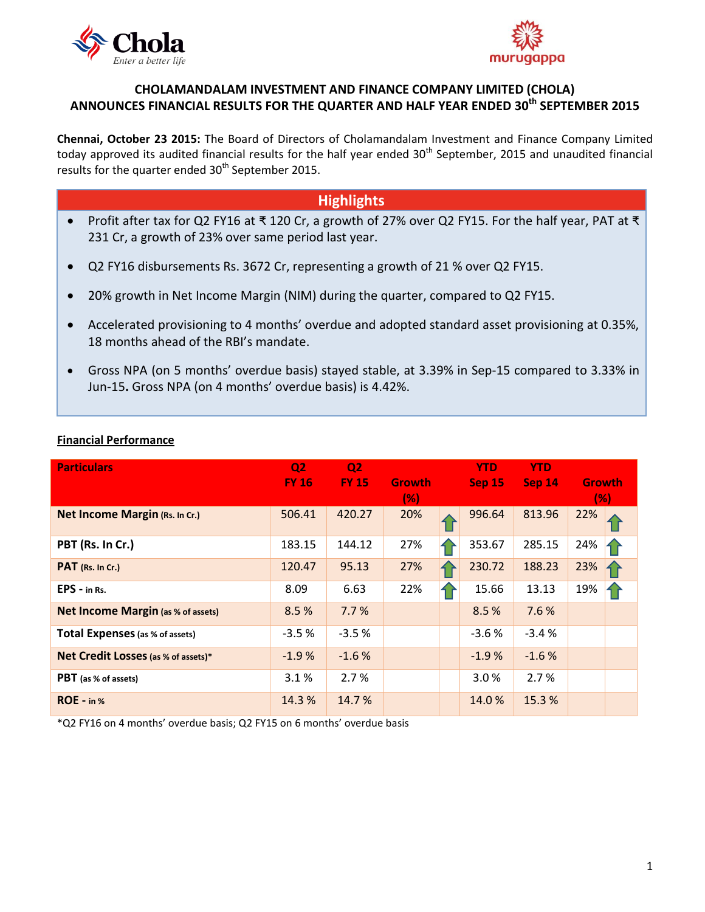# CHOLAMANDALAM INVESTMENT AND FINANCE COMPANY LIMITED (CHOLA) ANNOUNCES FINANCIAL RESULTS FOR THE QUARTER AND HALF YEAR ENDED 30th SEPTEMBER 2015

**Chennai, October 23 2015:** The Board of Directors of Cholamandalam Investment and Finance Company Limited today approved its audited financial results for the half year ended 30th September, 2015 and unaudited financial results for the quarter ended 30th September 2015.

## Highlights

- Profit after tax for Q2 FY16 at ₹ 120 Cr, a growth of 27% over Q2 FY15. For the half year, PAT at ₹ 231 Cr, a growth of 23% over same period last year.
- Q2 FY16 disbursements Rs. 3672 Cr, representing a growth of 21 % over Q2 FY15.
- 20% growth in Net Income Margin (NIM) during the quarter, compared to Q2 FY15.
- Accelerated provisioning to 4 months' overdue and adopted standard asset provisioning at 0.35%, 18 months ahead of the RBI's mandate.
- Gross NPA (on 5 months' overdue basis) stayed stable, at 3.39% in Sep-15 compared to 3.33% in Jun-15**.** Gross NPA (on 4 months' overdue basis) is 4.42%.

**Financial Performance**

| Particulars | Q2 FY 16 | Q2 FY 15 | Growth (%) | | YTD Sep 15 | YTD Sep 14 | Growth (%) | |
|---|---|---|---|---|---|---|---|---|
| **Net Income Margin** (Rs. In Cr.) | 506.41 | 420.27 | 20% | ↑ | 996.64 | 813.96 | 22% | ↑ |
| **PBT (Rs. In Cr.)** | 183.15 | 144.12 | 27% | ↑ | 353.67 | 285.15 | 24% | ↑ |
| **PAT** (Rs. In Cr.) | 120.47 | 95.13 | 27% | ↑ | 230.72 | 188.23 | 23% | ↑ |
| **EPS** - in Rs. | 8.09 | 6.63 | 22% | ↑ | 15.66 | 13.13 | 19% | ↑ |
| **Net Income Margin** (as % of assets) | 8.5 % | 7.7 % | | | 8.5 % | 7.6 % | | |
| **Total Expenses** (as % of assets) | -3.5 % | -3.5 % | | | -3.6 % | -3.4 % | | |
| **Net Credit Losses** (as % of assets)* | -1.9 % | -1.6 % | | | -1.9 % | -1.6 % | | |
| **PBT** (as % of assets) | 3.1 % | 2.7 % | | | 3.0 % | 2.7 % | | |
| **ROE** - in % | 14.3 % | 14.7 % | | | 14.0 % | 15.3 % | | |

*Q2 FY16 on 4 months' overdue basis; Q2 FY15 on 6 months' overdue basis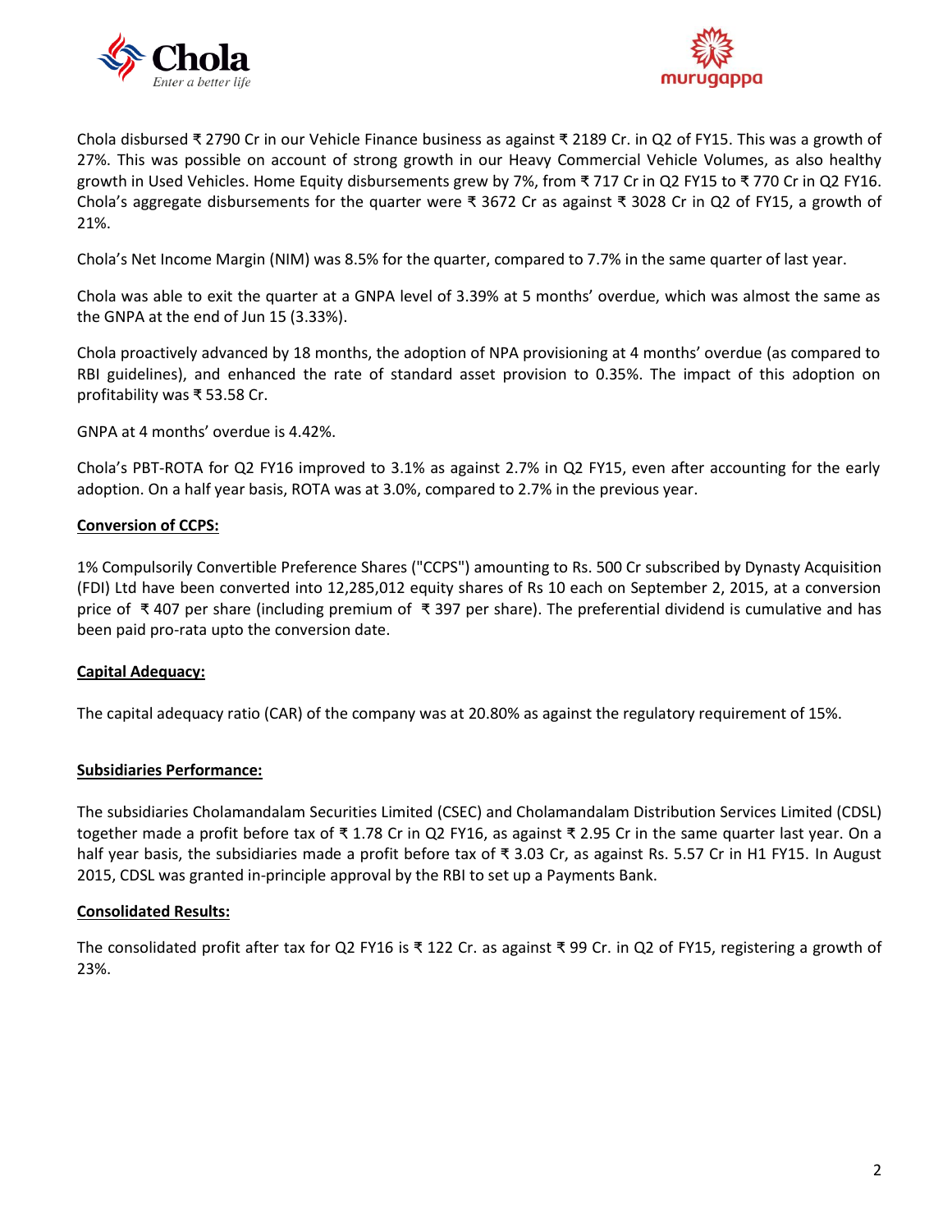Chola disbursed ₹ 2790 Cr in our Vehicle Finance business as against ₹ 2189 Cr. in Q2 of FY15. This was a growth of 27%. This was possible on account of strong growth in our Heavy Commercial Vehicle Volumes, as also healthy growth in Used Vehicles. Home Equity disbursements grew by 7%, from ₹ 717 Cr in Q2 FY15 to ₹ 770 Cr in Q2 FY16. Chola's aggregate disbursements for the quarter were ₹ 3672 Cr as against ₹ 3028 Cr in Q2 of FY15, a growth of 21%.

Chola's Net Income Margin (NIM) was 8.5% for the quarter, compared to 7.7% in the same quarter of last year.

Chola was able to exit the quarter at a GNPA level of 3.39% at 5 months' overdue, which was almost the same as the GNPA at the end of Jun 15 (3.33%).

Chola proactively advanced by 18 months, the adoption of NPA provisioning at 4 months' overdue (as compared to RBI guidelines), and enhanced the rate of standard asset provision to 0.35%. The impact of this adoption on profitability was ₹ 53.58 Cr.

GNPA at 4 months' overdue is 4.42%.

Chola's PBT-ROTA for Q2 FY16 improved to 3.1% as against 2.7% in Q2 FY15, even after accounting for the early adoption. On a half year basis, ROTA was at 3.0%, compared to 2.7% in the previous year.

**Conversion of CCPS:**

1% Compulsorily Convertible Preference Shares ("CCPS") amounting to Rs. 500 Cr subscribed by Dynasty Acquisition (FDI) Ltd have been converted into 12,285,012 equity shares of Rs 10 each on September 2, 2015, at a conversion price of ₹ 407 per share (including premium of ₹ 397 per share). The preferential dividend is cumulative and has been paid pro-rata upto the conversion date.

**Capital Adequacy:**

The capital adequacy ratio (CAR) of the company was at 20.80% as against the regulatory requirement of 15%.

**Subsidiaries Performance:**

The subsidiaries Cholamandalam Securities Limited (CSEC) and Cholamandalam Distribution Services Limited (CDSL) together made a profit before tax of ₹ 1.78 Cr in Q2 FY16, as against ₹ 2.95 Cr in the same quarter last year. On a half year basis, the subsidiaries made a profit before tax of ₹ 3.03 Cr, as against Rs. 5.57 Cr in H1 FY15. In August 2015, CDSL was granted in-principle approval by the RBI to set up a Payments Bank.

**Consolidated Results:**

The consolidated profit after tax for Q2 FY16 is ₹ 122 Cr. as against ₹ 99 Cr. in Q2 of FY15, registering a growth of 23%.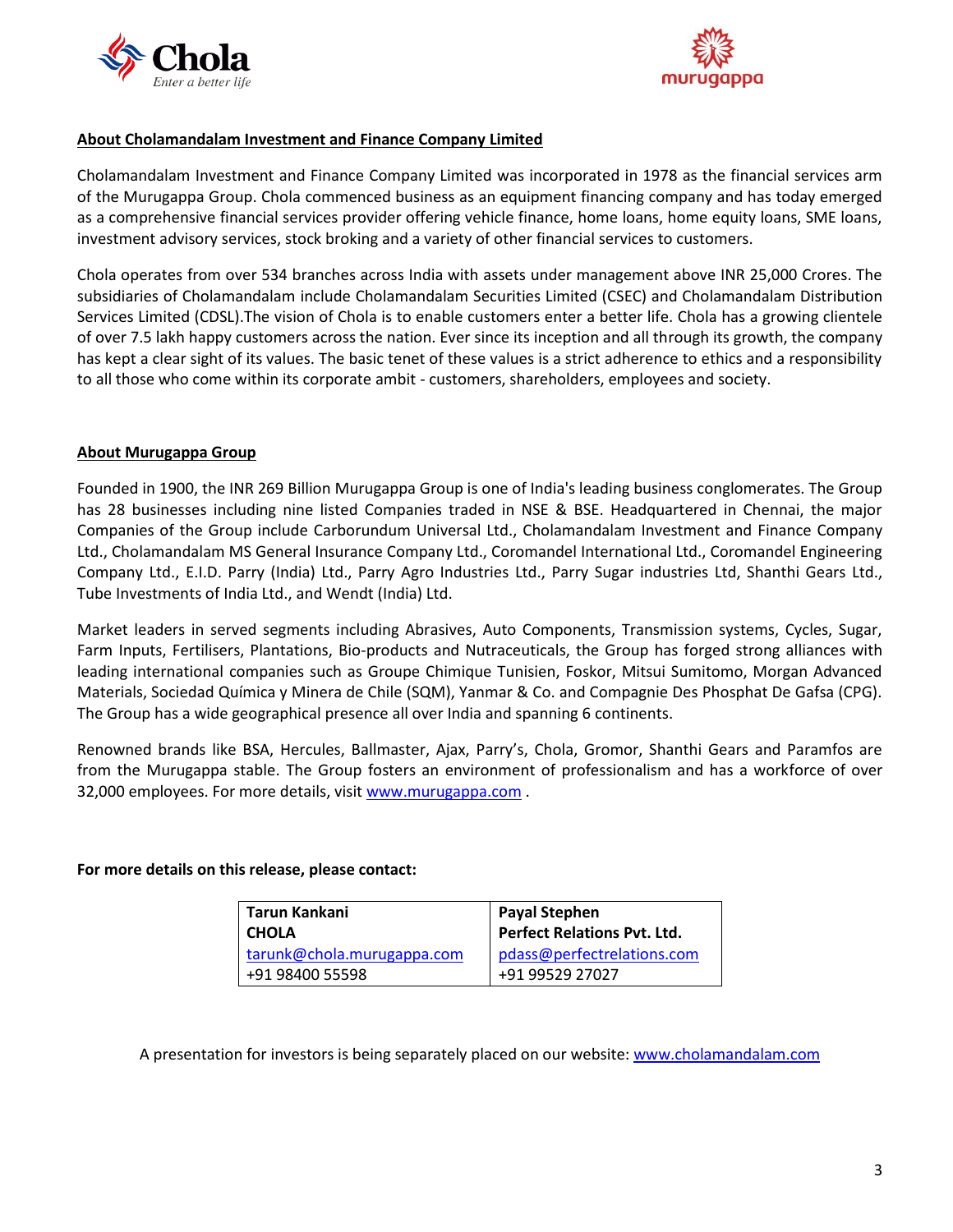## About Cholamandalam Investment and Finance Company Limited

Cholamandalam Investment and Finance Company Limited was incorporated in 1978 as the financial services arm of the Murugappa Group. Chola commenced business as an equipment financing company and has today emerged as a comprehensive financial services provider offering vehicle finance, home loans, home equity loans, SME loans, investment advisory services, stock broking and a variety of other financial services to customers.

Chola operates from over 534 branches across India with assets under management above INR 25,000 Crores. The subsidiaries of Cholamandalam include Cholamandalam Securities Limited (CSEC) and Cholamandalam Distribution Services Limited (CDSL).The vision of Chola is to enable customers enter a better life. Chola has a growing clientele of over 7.5 lakh happy customers across the nation. Ever since its inception and all through its growth, the company has kept a clear sight of its values. The basic tenet of these values is a strict adherence to ethics and a responsibility to all those who come within its corporate ambit - customers, shareholders, employees and society.

## About Murugappa Group

Founded in 1900, the INR 269 Billion Murugappa Group is one of India's leading business conglomerates. The Group has 28 businesses including nine listed Companies traded in NSE & BSE. Headquartered in Chennai, the major Companies of the Group include Carborundum Universal Ltd., Cholamandalam Investment and Finance Company Ltd., Cholamandalam MS General Insurance Company Ltd., Coromandel International Ltd., Coromandel Engineering Company Ltd., E.I.D. Parry (India) Ltd., Parry Agro Industries Ltd., Parry Sugar industries Ltd, Shanthi Gears Ltd., Tube Investments of India Ltd., and Wendt (India) Ltd.

Market leaders in served segments including Abrasives, Auto Components, Transmission systems, Cycles, Sugar, Farm Inputs, Fertilisers, Plantations, Bio-products and Nutraceuticals, the Group has forged strong alliances with leading international companies such as Groupe Chimique Tunisien, Foskor, Mitsui Sumitomo, Morgan Advanced Materials, Sociedad Química y Minera de Chile (SQM), Yanmar & Co. and Compagnie Des Phosphat De Gafsa (CPG). The Group has a wide geographical presence all over India and spanning 6 continents.

Renowned brands like BSA, Hercules, Ballmaster, Ajax, Parry's, Chola, Gromor, Shanthi Gears and Paramfos are from the Murugappa stable. The Group fosters an environment of professionalism and has a workforce of over 32,000 employees. For more details, visit www.murugappa.com .

**For more details on this release, please contact:**

| | |
|---|---|
| **Tarun Kankani** | **Payal Stephen** |
| **CHOLA** | **Perfect Relations Pvt. Ltd.** |
| tarunk@chola.murugappa.com | pdass@perfectrelations.com |
| +91 98400 55598 | +91 99529 27027 |

A presentation for investors is being separately placed on our website: www.cholamandalam.com